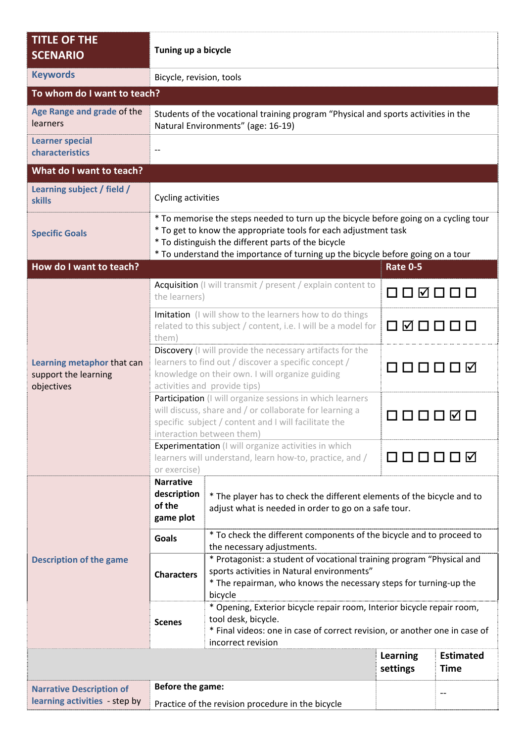| TITLE OF THE SCENARIO | Tuning up a bicycle | | |
|---|---|---|---|
| Keywords | Bicycle, revision, tools | | |
| **To whom do I want to teach?** | | | |
| Age Range and grade of the learners | Students of the vocational training program "Physical and sports activities in the Natural Environments" (age: 16-19) | | |
| Learner special characteristics | -- | | |
| **What do I want to teach?** | | | |
| Learning subject / field / skills | Cycling activities | | |
| Specific Goals | * To memorise the steps needed to turn up the bicycle before going on a cycling tour<br>* To get to know the appropriate tools for each adjustment task<br>* To distinguish the different parts of the bicycle<br>* To understand the importance of turning up the bicycle before going on a tour | | |
| **How do I want to teach?** | | **Rate 0-5** | |
| Learning metaphor that can support the learning objectives | Acquisition (I will transmit / present / explain content to the learners) | ☐ ☐ ☑ ☐ ☐ ☐ | |
| | Imitation (I will show to the learners how to do things related to this subject / content, i.e. I will be a model for them) | ☐ ☑ ☐ ☐ ☐ ☐ | |
| | Discovery (I will provide the necessary artifacts for the learners to find out / discover a specific concept / knowledge on their own. I will organize guiding activities and provide tips) | ☐ ☐ ☐ ☐ ☐ ☑ | |
| | Participation (I will organize sessions in which learners will discuss, share and / or collaborate for learning a specific subject / content and I will facilitate the interaction between them) | ☐ ☐ ☐ ☐ ☑ ☐ | |
| | Experimentation (I will organize activities in which learners will understand, learn how-to, practice, and / or exercise) | ☐ ☐ ☐ ☐ ☐ ☑ | |
| Description of the game | **Narrative description of the game plot** | * The player has to check the different elements of the bicycle and to adjust what is needed in order to go on a safe tour. | |
| | **Goals** | * To check the different components of the bicycle and to proceed to the necessary adjustments. | |
| | **Characters** | * Protagonist: a student of vocational training program "Physical and sports activities in Natural environments"<br>* The repairman, who knows the necessary steps for turning-up the bicycle | |
| | **Scenes** | * Opening, Exterior bicycle repair room, Interior bicycle repair room, tool desk, bicycle.<br>* Final videos: one in case of correct revision, or another one in case of incorrect revision | |
| | | **Learning settings** | **Estimated Time** |
| Narrative Description of learning activities - step by | **Before the game:**<br>Practice of the revision procedure in the bicycle | | -- |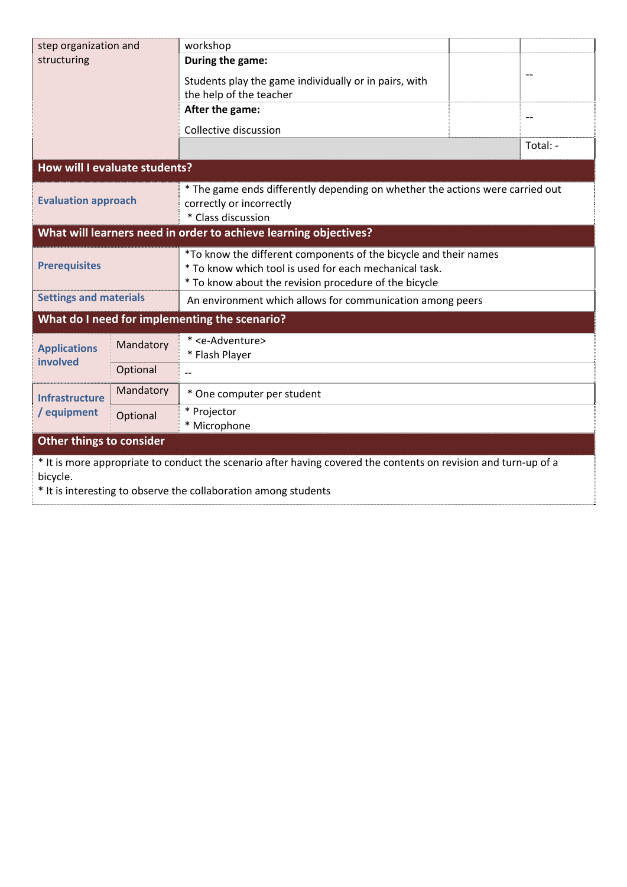| | | | |
|---|---|---|---|
| step organization and structuring | workshop | | |
| | **During the game:** Students play the game individually or in pairs, with the help of the teacher | | -- |
| | **After the game:** Collective discussion | | -- |
| | | | Total: - |

## How will I evaluate students?

| | |
|---|---|
| **Evaluation approach** | * The game ends differently depending on whether the actions were carried out correctly or incorrectly<br>* Class discussion |

## What will learners need in order to achieve learning objectives?

| | |
|---|---|
| **Prerequisites** | *To know the different components of the bicycle and their names<br>* To know which tool is used for each mechanical task.<br>* To know about the revision procedure of the bicycle |
| **Settings and materials** | An environment which allows for communication among peers |

## What do I need for implementing the scenario?

| | | |
|---|---|---|
| **Applications involved** | Mandatory | * <e-Adventure><br>* Flash Player |
| | Optional | -- |
| **Infrastructure / equipment** | Mandatory | * One computer per student |
| | Optional | * Projector<br>* Microphone |

## Other things to consider

* It is more appropriate to conduct the scenario after having covered the contents on revision and turn-up of a bicycle.
* It is interesting to observe the collaboration among students